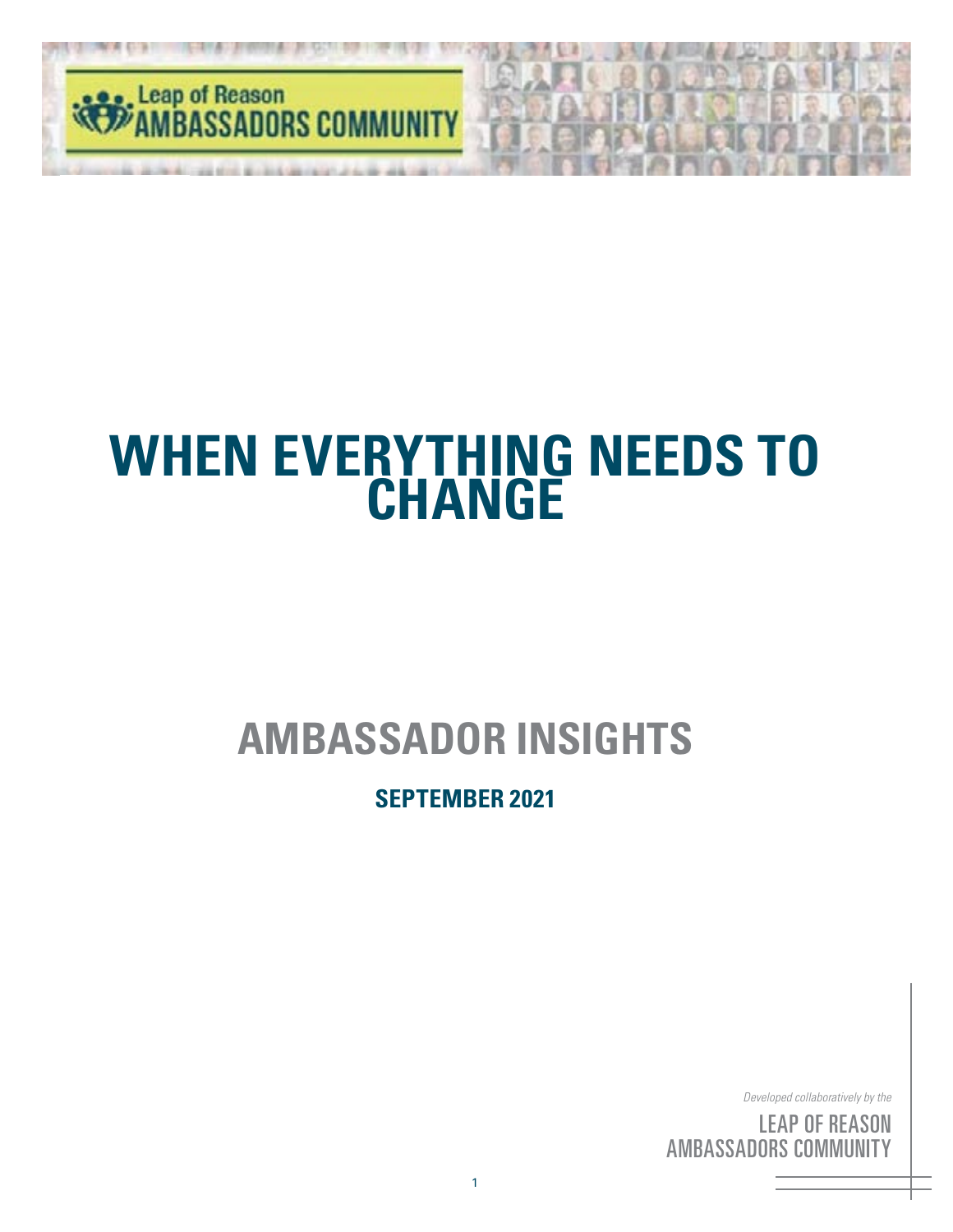Leap of Reason
AMBASSADORS COMMUNITY

# WHEN EVERYTHING NEEDS TO CHANGE

## AMBASSADOR INSIGHTS

### SEPTEMBER 2021

*Developed collaboratively by the*

LEAP OF REASON
AMBASSADORS COMMUNITY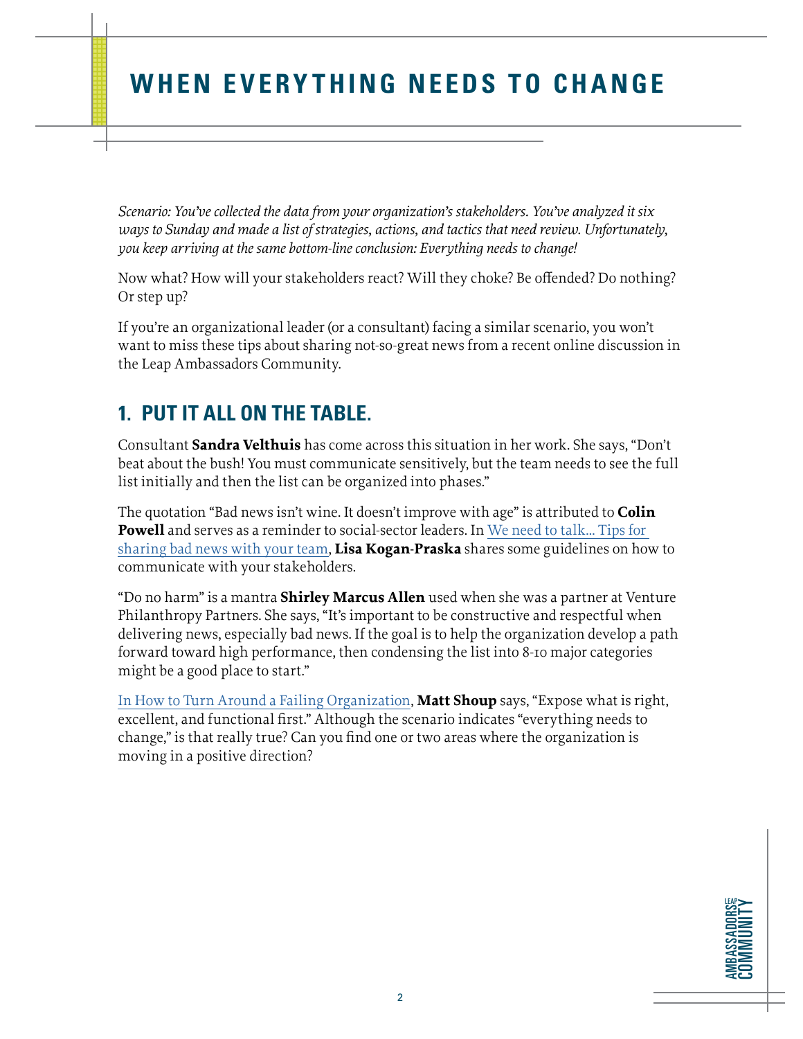# WHEN EVERYTHING NEEDS TO CHANGE

*Scenario: You've collected the data from your organization's stakeholders. You've analyzed it six ways to Sunday and made a list of strategies, actions, and tactics that need review. Unfortunately, you keep arriving at the same bottom-line conclusion: Everything needs to change!*

Now what? How will your stakeholders react? Will they choke? Be offended? Do nothing? Or step up?

If you're an organizational leader (or a consultant) facing a similar scenario, you won't want to miss these tips about sharing not-so-great news from a recent online discussion in the Leap Ambassadors Community.

## 1. PUT IT ALL ON THE TABLE.

Consultant **Sandra Velthuis** has come across this situation in her work. She says, "Don't beat about the bush! You must communicate sensitively, but the team needs to see the full list initially and then the list can be organized into phases."

The quotation "Bad news isn't wine. It doesn't improve with age" is attributed to **Colin Powell** and serves as a reminder to social-sector leaders. In We need to talk... Tips for sharing bad news with your team, **Lisa Kogan-Praska** shares some guidelines on how to communicate with your stakeholders.

"Do no harm" is a mantra **Shirley Marcus Allen** used when she was a partner at Venture Philanthropy Partners. She says, "It's important to be constructive and respectful when delivering news, especially bad news. If the goal is to help the organization develop a path forward toward high performance, then condensing the list into 8-10 major categories might be a good place to start."

In How to Turn Around a Failing Organization, **Matt Shoup** says, "Expose what is right, excellent, and functional first." Although the scenario indicates "everything needs to change," is that really true? Can you find one or two areas where the organization is moving in a positive direction?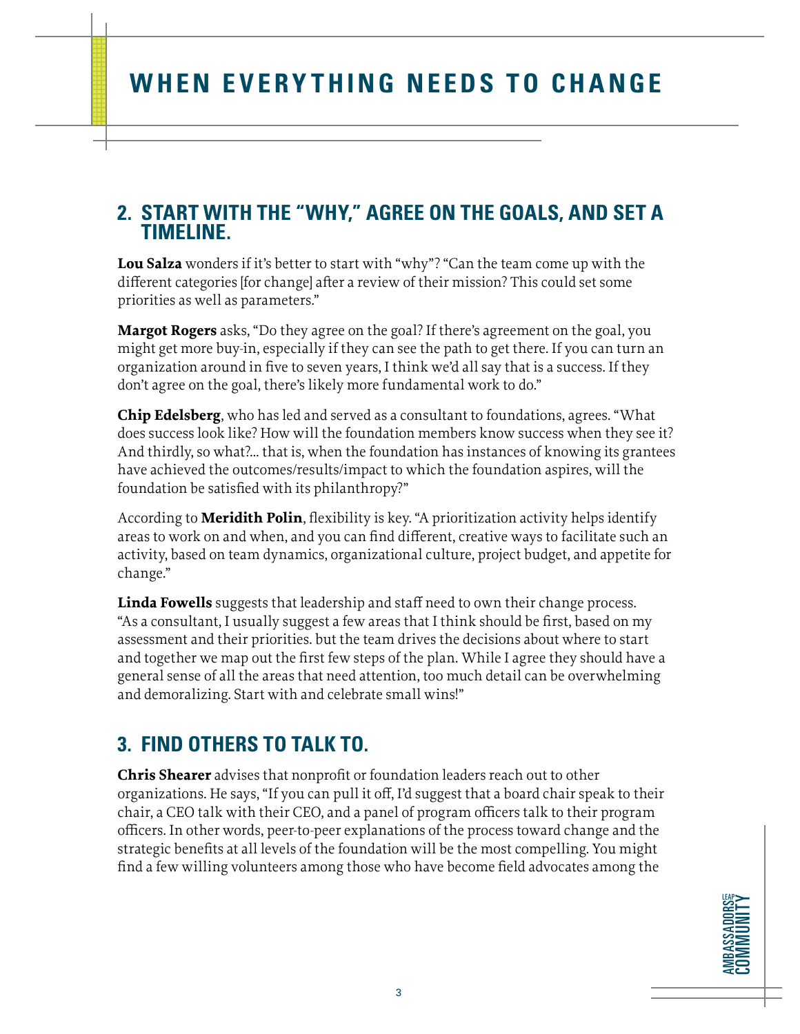# WHEN EVERYTHING NEEDS TO CHANGE

## 2. START WITH THE "WHY," AGREE ON THE GOALS, AND SET A TIMELINE.

**Lou Salza** wonders if it's better to start with "why"? "Can the team come up with the different categories [for change] after a review of their mission? This could set some priorities as well as parameters."

**Margot Rogers** asks, "Do they agree on the goal? If there's agreement on the goal, you might get more buy-in, especially if they can see the path to get there. If you can turn an organization around in five to seven years, I think we'd all say that is a success. If they don't agree on the goal, there's likely more fundamental work to do."

**Chip Edelsberg**, who has led and served as a consultant to foundations, agrees. "What does success look like? How will the foundation members know success when they see it? And thirdly, so what?... that is, when the foundation has instances of knowing its grantees have achieved the outcomes/results/impact to which the foundation aspires, will the foundation be satisfied with its philanthropy?"

According to **Meridith Polin**, flexibility is key. "A prioritization activity helps identify areas to work on and when, and you can find different, creative ways to facilitate such an activity, based on team dynamics, organizational culture, project budget, and appetite for change."

**Linda Fowells** suggests that leadership and staff need to own their change process. "As a consultant, I usually suggest a few areas that I think should be first, based on my assessment and their priorities. but the team drives the decisions about where to start and together we map out the first few steps of the plan. While I agree they should have a general sense of all the areas that need attention, too much detail can be overwhelming and demoralizing. Start with and celebrate small wins!"

## 3. FIND OTHERS TO TALK TO.

**Chris Shearer** advises that nonprofit or foundation leaders reach out to other organizations. He says, "If you can pull it off, I'd suggest that a board chair speak to their chair, a CEO talk with their CEO, and a panel of program officers talk to their program officers. In other words, peer-to-peer explanations of the process toward change and the strategic benefits at all levels of the foundation will be the most compelling. You might find a few willing volunteers among those who have become field advocates among the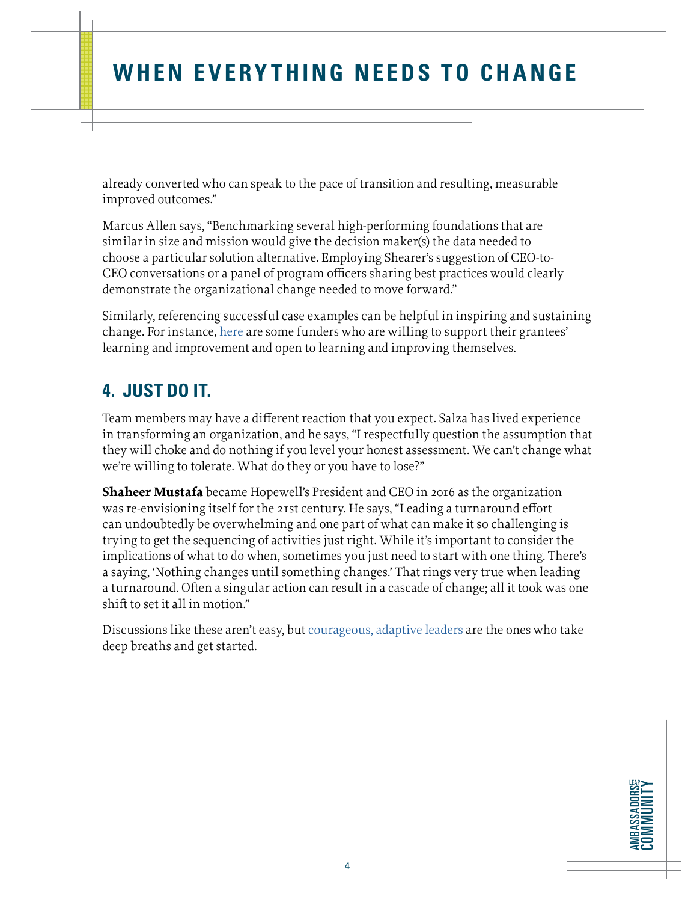already converted who can speak to the pace of transition and resulting, measurable improved outcomes."

Marcus Allen says, "Benchmarking several high-performing foundations that are similar in size and mission would give the decision maker(s) the data needed to choose a particular solution alternative. Employing Shearer's suggestion of CEO-to-CEO conversations or a panel of program officers sharing best practices would clearly demonstrate the organizational change needed to move forward."

Similarly, referencing successful case examples can be helpful in inspiring and sustaining change. For instance, here are some funders who are willing to support their grantees' learning and improvement and open to learning and improving themselves.

## 4. JUST DO IT.

Team members may have a different reaction that you expect. Salza has lived experience in transforming an organization, and he says, "I respectfully question the assumption that they will choke and do nothing if you level your honest assessment. We can't change what we're willing to tolerate. What do they or you have to lose?"

**Shaheer Mustafa** became Hopewell's President and CEO in 2016 as the organization was re-envisioning itself for the 21st century. He says, "Leading a turnaround effort can undoubtedly be overwhelming and one part of what can make it so challenging is trying to get the sequencing of activities just right. While it's important to consider the implications of what to do when, sometimes you just need to start with one thing. There's a saying, 'Nothing changes until something changes.' That rings very true when leading a turnaround. Often a singular action can result in a cascade of change; all it took was one shift to set it all in motion."

Discussions like these aren't easy, but courageous, adaptive leaders are the ones who take deep breaths and get started.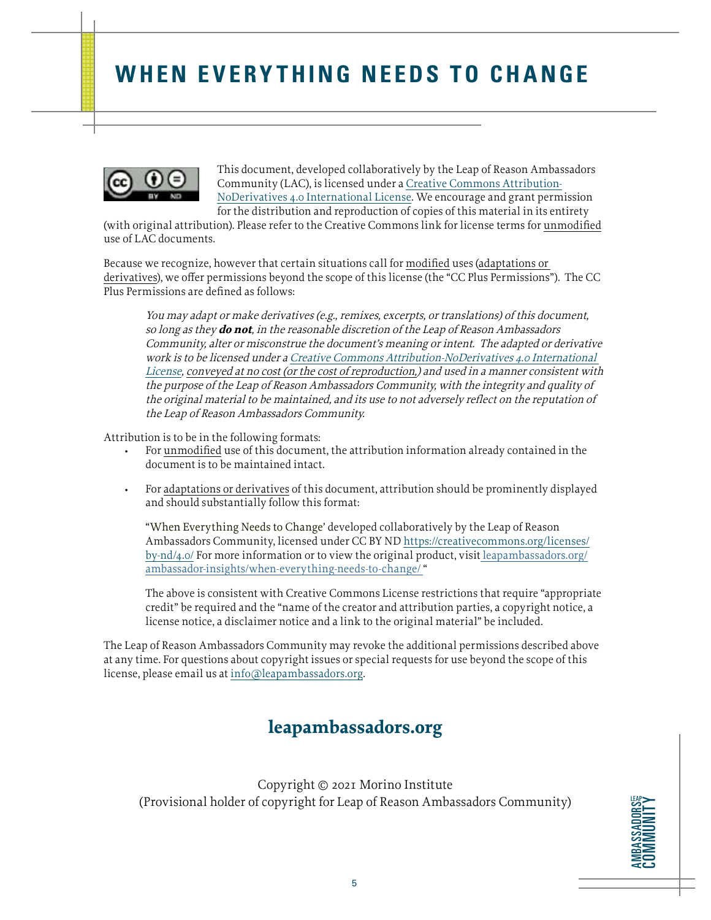# WHEN EVERYTHING NEEDS TO CHANGE

This document, developed collaboratively by the Leap of Reason Ambassadors Community (LAC), is licensed under a Creative Commons Attribution-NoDerivatives 4.0 International License. We encourage and grant permission for the distribution and reproduction of copies of this material in its entirety (with original attribution). Please refer to the Creative Commons link for license terms for unmodified use of LAC documents.

Because we recognize, however that certain situations call for modified uses (adaptations or derivatives), we offer permissions beyond the scope of this license (the "CC Plus Permissions"). The CC Plus Permissions are defined as follows:

> *You may adapt or make derivatives (e.g., remixes, excerpts, or translations) of this document, so long as they **do not**, in the reasonable discretion of the Leap of Reason Ambassadors Community, alter or misconstrue the document's meaning or intent. The adapted or derivative work is to be licensed under a Creative Commons Attribution-NoDerivatives 4.0 International License, conveyed at no cost (or the cost of reproduction,) and used in a manner consistent with the purpose of the Leap of Reason Ambassadors Community, with the integrity and quality of the original material to be maintained, and its use to not adversely reflect on the reputation of the Leap of Reason Ambassadors Community.*

Attribution is to be in the following formats:

- For unmodified use of this document, the attribution information already contained in the document is to be maintained intact.
- For adaptations or derivatives of this document, attribution should be prominently displayed and should substantially follow this format:

  "When Everything Needs to Change' developed collaboratively by the Leap of Reason Ambassadors Community, licensed under CC BY ND https://creativecommons.org/licenses/by-nd/4.0/ For more information or to view the original product, visit leapambassadors.org/ambassador-insights/when-everything-needs-to-change/ "

  The above is consistent with Creative Commons License restrictions that require "appropriate credit" be required and the "name of the creator and attribution parties, a copyright notice, a license notice, a disclaimer notice and a link to the original material" be included.

The Leap of Reason Ambassadors Community may revoke the additional permissions described above at any time. For questions about copyright issues or special requests for use beyond the scope of this license, please email us at info@leapambassadors.org.

**leapambassadors.org**

Copyright © 2021 Morino Institute
(Provisional holder of copyright for Leap of Reason Ambassadors Community)